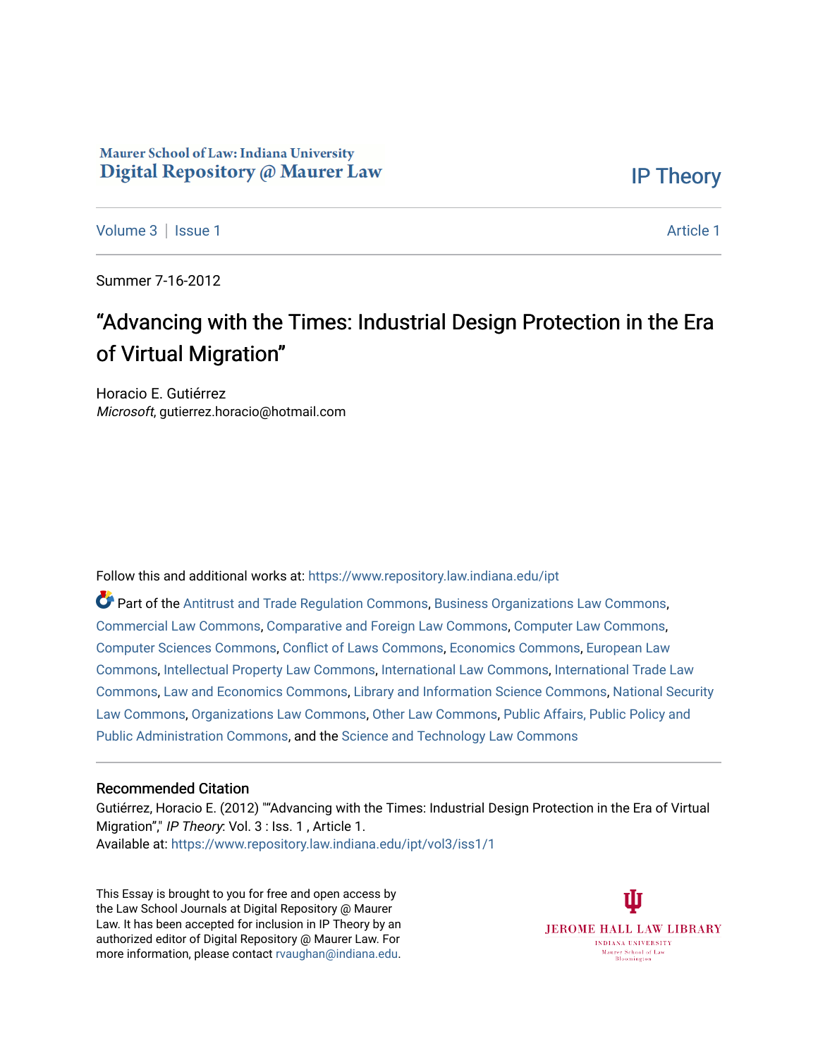Maurer School of Law: Indiana University
Digital Repository @ Maurer Law

IP Theory

Volume 3 | Issue 1 Article 1

Summer 7-16-2012

# "Advancing with the Times: Industrial Design Protection in the Era of Virtual Migration"

Horacio E. Gutiérrez
*Microsoft*, gutierrez.horacio@hotmail.com

Follow this and additional works at: https://www.repository.law.indiana.edu/ipt

Part of the Antitrust and Trade Regulation Commons, Business Organizations Law Commons, Commercial Law Commons, Comparative and Foreign Law Commons, Computer Law Commons, Computer Sciences Commons, Conflict of Laws Commons, Economics Commons, European Law Commons, Intellectual Property Law Commons, International Law Commons, International Trade Law Commons, Law and Economics Commons, Library and Information Science Commons, National Security Law Commons, Organizations Law Commons, Other Law Commons, Public Affairs, Public Policy and Public Administration Commons, and the Science and Technology Law Commons

## Recommended Citation

Gutiérrez, Horacio E. (2012) ""Advancing with the Times: Industrial Design Protection in the Era of Virtual Migration"," *IP Theory*: Vol. 3 : Iss. 1 , Article 1.
Available at: https://www.repository.law.indiana.edu/ipt/vol3/iss1/1

This Essay is brought to you for free and open access by the Law School Journals at Digital Repository @ Maurer Law. It has been accepted for inclusion in IP Theory by an authorized editor of Digital Repository @ Maurer Law. For more information, please contact rvaughan@indiana.edu.

JEROME HALL LAW LIBRARY
INDIANA UNIVERSITY
Maurer School of Law
Bloomington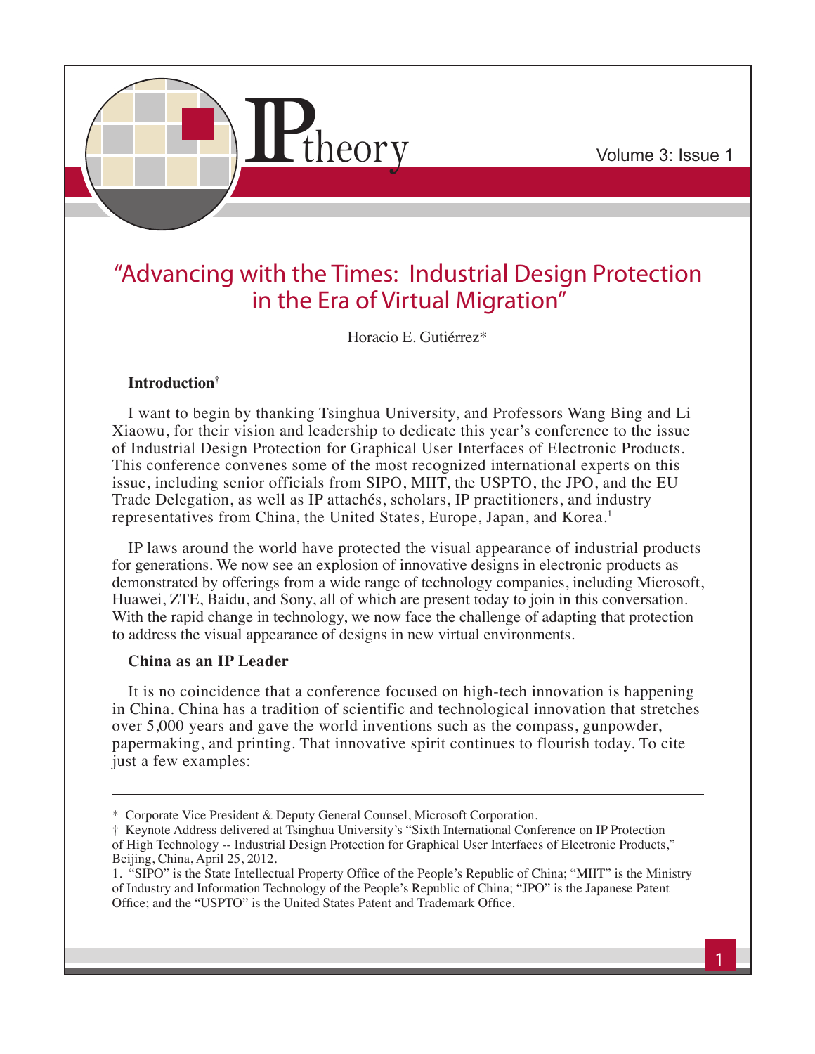# "Advancing with the Times: Industrial Design Protection in the Era of Virtual Migration"

Horacio E. Gutiérrez*

### Introduction†

I want to begin by thanking Tsinghua University, and Professors Wang Bing and Li Xiaowu, for their vision and leadership to dedicate this year's conference to the issue of Industrial Design Protection for Graphical User Interfaces of Electronic Products. This conference convenes some of the most recognized international experts on this issue, including senior officials from SIPO, MIIT, the USPTO, the JPO, and the EU Trade Delegation, as well as IP attachés, scholars, IP practitioners, and industry representatives from China, the United States, Europe, Japan, and Korea.[1]

IP laws around the world have protected the visual appearance of industrial products for generations. We now see an explosion of innovative designs in electronic products as demonstrated by offerings from a wide range of technology companies, including Microsoft, Huawei, ZTE, Baidu, and Sony, all of which are present today to join in this conversation. With the rapid change in technology, we now face the challenge of adapting that protection to address the visual appearance of designs in new virtual environments.

### China as an IP Leader

It is no coincidence that a conference focused on high-tech innovation is happening in China. China has a tradition of scientific and technological innovation that stretches over 5,000 years and gave the world inventions such as the compass, gunpowder, papermaking, and printing. That innovative spirit continues to flourish today. To cite just a few examples:

---

\* Corporate Vice President & Deputy General Counsel, Microsoft Corporation.

† Keynote Address delivered at Tsinghua University's "Sixth International Conference on IP Protection of High Technology -- Industrial Design Protection for Graphical User Interfaces of Electronic Products," Beijing, China, April 25, 2012.

1. "SIPO" is the State Intellectual Property Office of the People's Republic of China; "MIIT" is the Ministry of Industry and Information Technology of the People's Republic of China; "JPO" is the Japanese Patent Office; and the "USPTO" is the United States Patent and Trademark Office.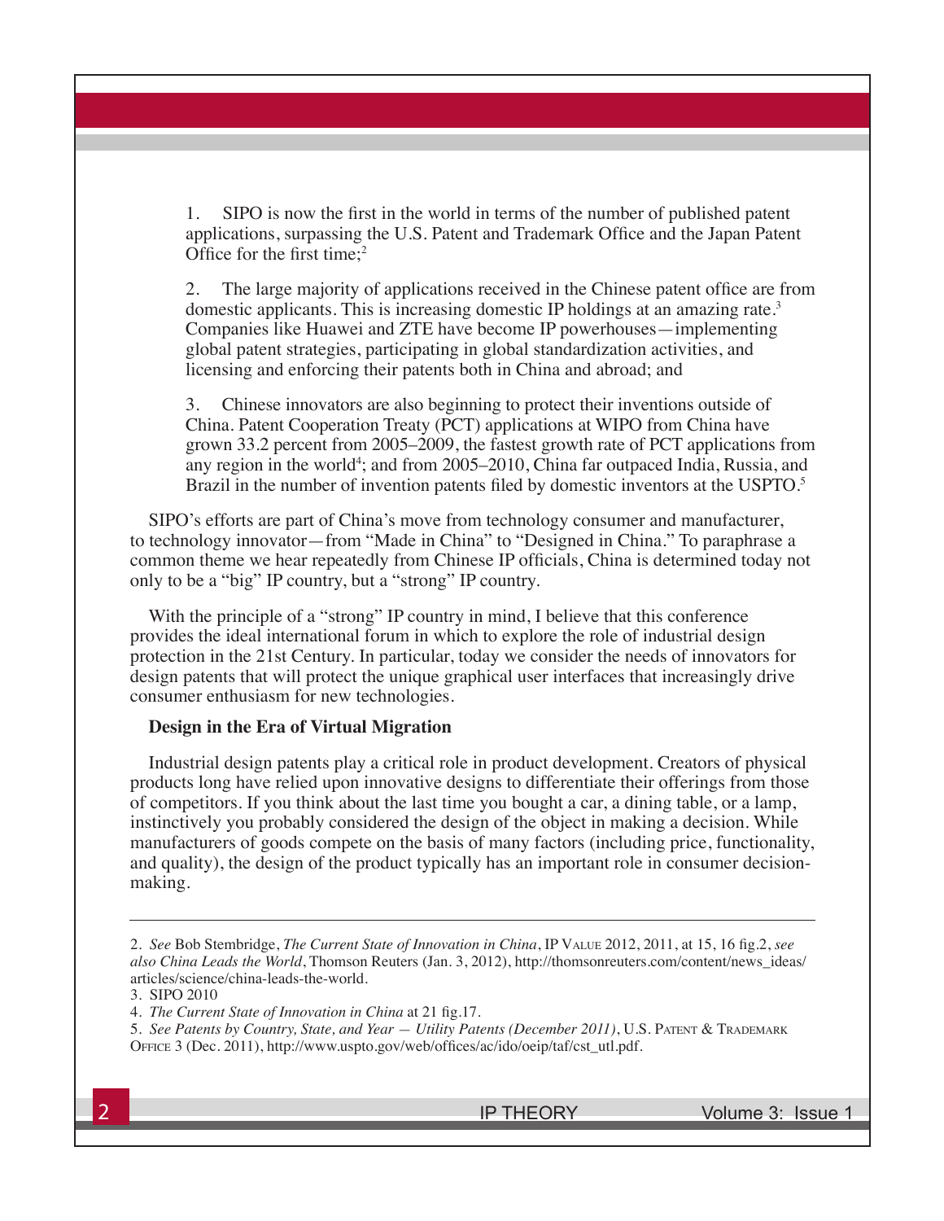1. SIPO is now the first in the world in terms of the number of published patent applications, surpassing the U.S. Patent and Trademark Office and the Japan Patent Office for the first time;[2]

2. The large majority of applications received in the Chinese patent office are from domestic applicants. This is increasing domestic IP holdings at an amazing rate.[3] Companies like Huawei and ZTE have become IP powerhouses—implementing global patent strategies, participating in global standardization activities, and licensing and enforcing their patents both in China and abroad; and

3. Chinese innovators are also beginning to protect their inventions outside of China. Patent Cooperation Treaty (PCT) applications at WIPO from China have grown 33.2 percent from 2005–2009, the fastest growth rate of PCT applications from any region in the world[4]; and from 2005–2010, China far outpaced India, Russia, and Brazil in the number of invention patents filed by domestic inventors at the USPTO.[5]

SIPO's efforts are part of China's move from technology consumer and manufacturer, to technology innovator—from "Made in China" to "Designed in China." To paraphrase a common theme we hear repeatedly from Chinese IP officials, China is determined today not only to be a "big" IP country, but a "strong" IP country.

With the principle of a "strong" IP country in mind, I believe that this conference provides the ideal international forum in which to explore the role of industrial design protection in the 21st Century. In particular, today we consider the needs of innovators for design patents that will protect the unique graphical user interfaces that increasingly drive consumer enthusiasm for new technologies.

### Design in the Era of Virtual Migration

Industrial design patents play a critical role in product development. Creators of physical products long have relied upon innovative designs to differentiate their offerings from those of competitors. If you think about the last time you bought a car, a dining table, or a lamp, instinctively you probably considered the design of the object in making a decision. While manufacturers of goods compete on the basis of many factors (including price, functionality, and quality), the design of the product typically has an important role in consumer decision-making.

---

2. *See* Bob Stembridge, *The Current State of Innovation in China*, IP Value 2012, 2011, at 15, 16 fig.2, *see also China Leads the World*, Thomson Reuters (Jan. 3, 2012), http://thomsonreuters.com/content/news_ideas/articles/science/china-leads-the-world.

3. SIPO 2010

4. *The Current State of Innovation in China* at 21 fig.17.

5. *See Patents by Country, State, and Year — Utility Patents (December 2011)*, U.S. Patent & Trademark Office 3 (Dec. 2011), http://www.uspto.gov/web/offices/ac/ido/oeip/taf/cst_utl.pdf.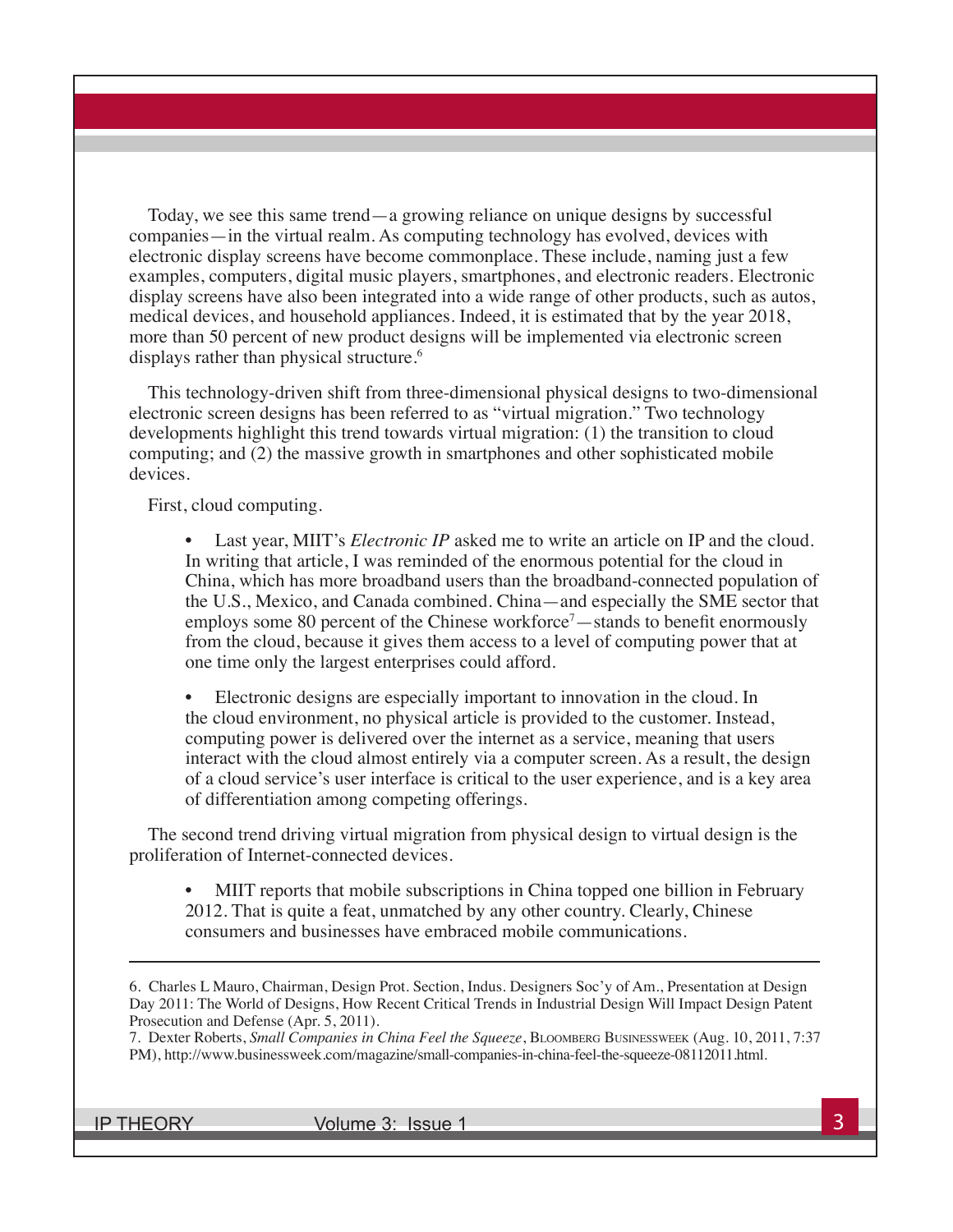Today, we see this same trend—a growing reliance on unique designs by successful companies—in the virtual realm. As computing technology has evolved, devices with electronic display screens have become commonplace. These include, naming just a few examples, computers, digital music players, smartphones, and electronic readers. Electronic display screens have also been integrated into a wide range of other products, such as autos, medical devices, and household appliances. Indeed, it is estimated that by the year 2018, more than 50 percent of new product designs will be implemented via electronic screen displays rather than physical structure.[6]

This technology-driven shift from three-dimensional physical designs to two-dimensional electronic screen designs has been referred to as "virtual migration." Two technology developments highlight this trend towards virtual migration: (1) the transition to cloud computing; and (2) the massive growth in smartphones and other sophisticated mobile devices.

First, cloud computing.

- Last year, MIIT's *Electronic IP* asked me to write an article on IP and the cloud. In writing that article, I was reminded of the enormous potential for the cloud in China, which has more broadband users than the broadband-connected population of the U.S., Mexico, and Canada combined. China—and especially the SME sector that employs some 80 percent of the Chinese workforce[7]—stands to benefit enormously from the cloud, because it gives them access to a level of computing power that at one time only the largest enterprises could afford.

- Electronic designs are especially important to innovation in the cloud. In the cloud environment, no physical article is provided to the customer. Instead, computing power is delivered over the internet as a service, meaning that users interact with the cloud almost entirely via a computer screen. As a result, the design of a cloud service's user interface is critical to the user experience, and is a key area of differentiation among competing offerings.

The second trend driving virtual migration from physical design to virtual design is the proliferation of Internet-connected devices.

- MIIT reports that mobile subscriptions in China topped one billion in February 2012. That is quite a feat, unmatched by any other country. Clearly, Chinese consumers and businesses have embraced mobile communications.

---

6. Charles L Mauro, Chairman, Design Prot. Section, Indus. Designers Soc'y of Am., Presentation at Design Day 2011: The World of Designs, How Recent Critical Trends in Industrial Design Will Impact Design Patent Prosecution and Defense (Apr. 5, 2011).

7. Dexter Roberts, *Small Companies in China Feel the Squeeze*, Bloomberg Businessweek (Aug. 10, 2011, 7:37 PM), http://www.businessweek.com/magazine/small-companies-in-china-feel-the-squeeze-08112011.html.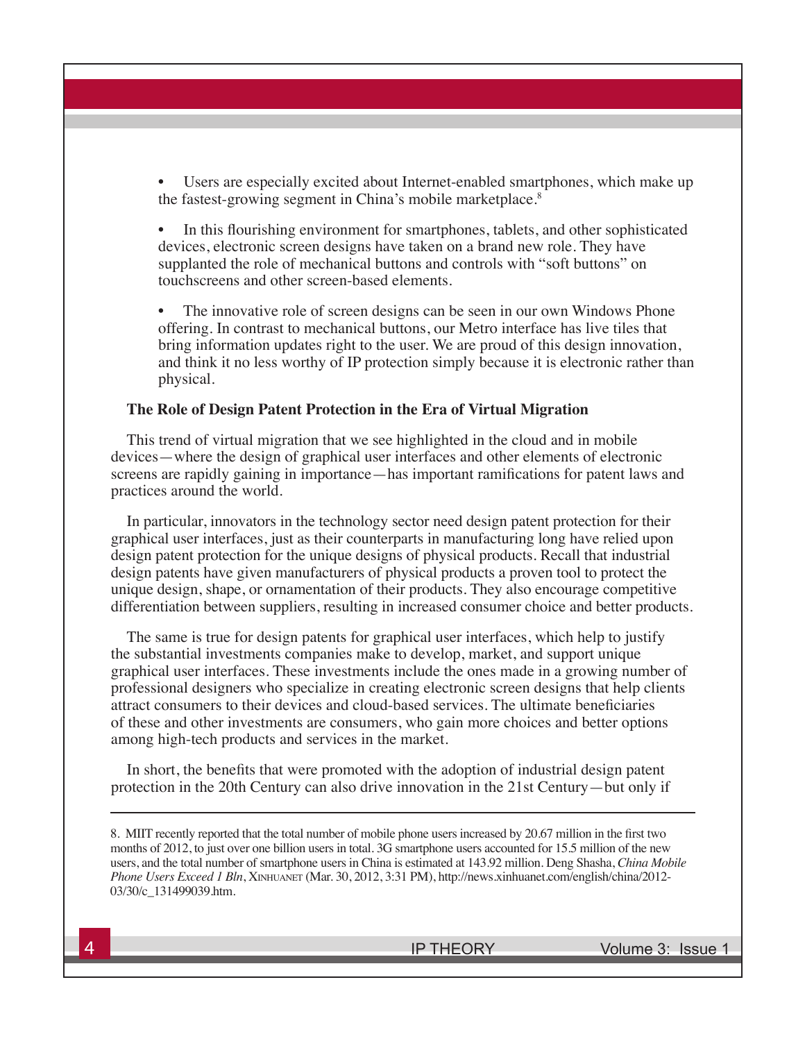- Users are especially excited about Internet-enabled smartphones, which make up the fastest-growing segment in China's mobile marketplace.[8]

- In this flourishing environment for smartphones, tablets, and other sophisticated devices, electronic screen designs have taken on a brand new role. They have supplanted the role of mechanical buttons and controls with "soft buttons" on touchscreens and other screen-based elements.

- The innovative role of screen designs can be seen in our own Windows Phone offering. In contrast to mechanical buttons, our Metro interface has live tiles that bring information updates right to the user. We are proud of this design innovation, and think it no less worthy of IP protection simply because it is electronic rather than physical.

**The Role of Design Patent Protection in the Era of Virtual Migration**

This trend of virtual migration that we see highlighted in the cloud and in mobile devices—where the design of graphical user interfaces and other elements of electronic screens are rapidly gaining in importance—has important ramifications for patent laws and practices around the world.

In particular, innovators in the technology sector need design patent protection for their graphical user interfaces, just as their counterparts in manufacturing long have relied upon design patent protection for the unique designs of physical products. Recall that industrial design patents have given manufacturers of physical products a proven tool to protect the unique design, shape, or ornamentation of their products. They also encourage competitive differentiation between suppliers, resulting in increased consumer choice and better products.

The same is true for design patents for graphical user interfaces, which help to justify the substantial investments companies make to develop, market, and support unique graphical user interfaces. These investments include the ones made in a growing number of professional designers who specialize in creating electronic screen designs that help clients attract consumers to their devices and cloud-based services. The ultimate beneficiaries of these and other investments are consumers, who gain more choices and better options among high-tech products and services in the market.

In short, the benefits that were promoted with the adoption of industrial design patent protection in the 20th Century can also drive innovation in the 21st Century—but only if

---

8. MIIT recently reported that the total number of mobile phone users increased by 20.67 million in the first two months of 2012, to just over one billion users in total. 3G smartphone users accounted for 15.5 million of the new users, and the total number of smartphone users in China is estimated at 143.92 million. Deng Shasha, *China Mobile Phone Users Exceed 1 Bln*, XINHUANET (Mar. 30, 2012, 3:31 PM), http://news.xinhuanet.com/english/china/2012-03/30/c_131499039.htm.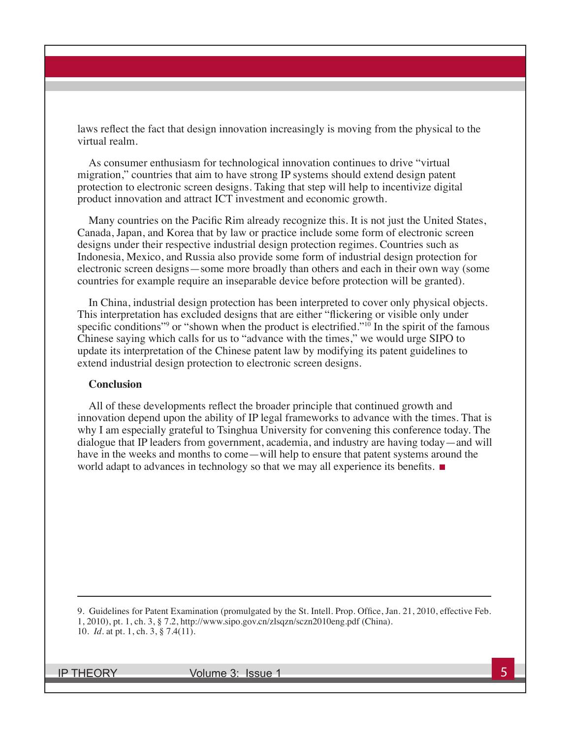laws reflect the fact that design innovation increasingly is moving from the physical to the virtual realm.

As consumer enthusiasm for technological innovation continues to drive "virtual migration," countries that aim to have strong IP systems should extend design patent protection to electronic screen designs. Taking that step will help to incentivize digital product innovation and attract ICT investment and economic growth.

Many countries on the Pacific Rim already recognize this. It is not just the United States, Canada, Japan, and Korea that by law or practice include some form of electronic screen designs under their respective industrial design protection regimes. Countries such as Indonesia, Mexico, and Russia also provide some form of industrial design protection for electronic screen designs—some more broadly than others and each in their own way (some countries for example require an inseparable device before protection will be granted).

In China, industrial design protection has been interpreted to cover only physical objects. This interpretation has excluded designs that are either "flickering or visible only under specific conditions"[9] or "shown when the product is electrified."[10] In the spirit of the famous Chinese saying which calls for us to "advance with the times," we would urge SIPO to update its interpretation of the Chinese patent law by modifying its patent guidelines to extend industrial design protection to electronic screen designs.

**Conclusion**

All of these developments reflect the broader principle that continued growth and innovation depend upon the ability of IP legal frameworks to advance with the times. That is why I am especially grateful to Tsinghua University for convening this conference today. The dialogue that IP leaders from government, academia, and industry are having today—and will have in the weeks and months to come—will help to ensure that patent systems around the world adapt to advances in technology so that we may all experience its benefits. ■

---

9. Guidelines for Patent Examination (promulgated by the St. Intell. Prop. Office, Jan. 21, 2010, effective Feb. 1, 2010), pt. 1, ch. 3, § 7.2, http://www.sipo.gov.cn/zlsqzn/sczn2010eng.pdf (China).
10. *Id.* at pt. 1, ch. 3, § 7.4(11).